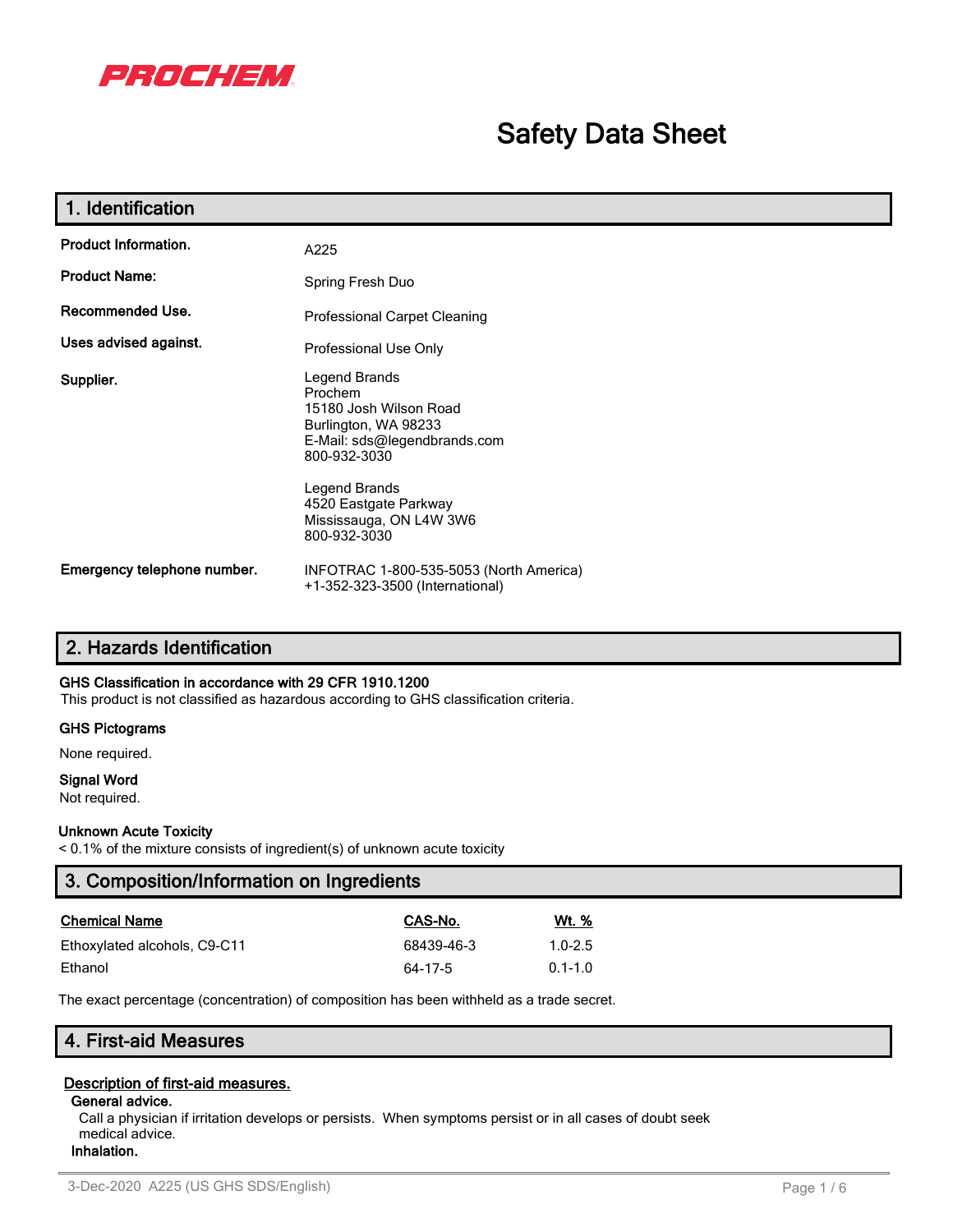PROCHEM

# Safety Data Sheet

## 1. Identification

**Product Information.** A225

**Product Name:** Spring Fresh Duo

**Recommended Use.** Professional Carpet Cleaning

**Uses advised against.** Professional Use Only

**Supplier.**

Legend Brands
Prochem
15180 Josh Wilson Road
Burlington, WA 98233
E-Mail: sds@legendbrands.com
800-932-3030

Legend Brands
4520 Eastgate Parkway
Mississauga, ON L4W 3W6
800-932-3030

**Emergency telephone number.** INFOTRAC 1-800-535-5053 (North America)
+1-352-323-3500 (International)

## 2. Hazards Identification

**GHS Classification in accordance with 29 CFR 1910.1200**

This product is not classified as hazardous according to GHS classification criteria.

**GHS Pictograms**

None required.

**Signal Word**

Not required.

**Unknown Acute Toxicity**

< 0.1% of the mixture consists of ingredient(s) of unknown acute toxicity

## 3. Composition/Information on Ingredients

| Chemical Name | CAS-No. | Wt. % |
|---|---|---|
| Ethoxylated alcohols, C9-C11 | 68439-46-3 | 1.0-2.5 |
| Ethanol | 64-17-5 | 0.1-1.0 |

The exact percentage (concentration) of composition has been withheld as a trade secret.

## 4. First-aid Measures

**Description of first-aid measures.**

**General advice.**

Call a physician if irritation develops or persists. When symptoms persist or in all cases of doubt seek medical advice.

**Inhalation.**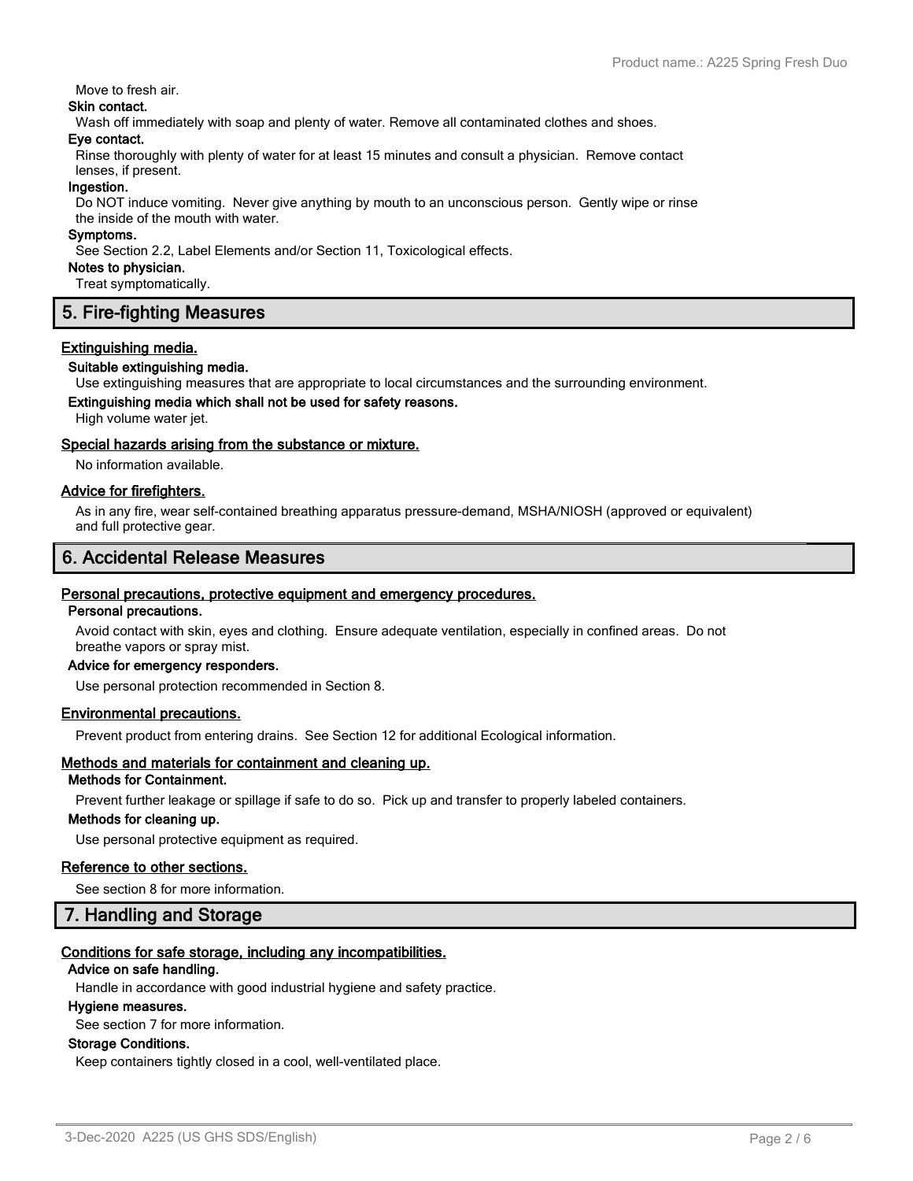Move to fresh air.

**Skin contact.**

Wash off immediately with soap and plenty of water. Remove all contaminated clothes and shoes.

**Eye contact.**

Rinse thoroughly with plenty of water for at least 15 minutes and consult a physician. Remove contact lenses, if present.

**Ingestion.**

Do NOT induce vomiting. Never give anything by mouth to an unconscious person. Gently wipe or rinse the inside of the mouth with water.

**Symptoms.**

See Section 2.2, Label Elements and/or Section 11, Toxicological effects.

**Notes to physician.**

Treat symptomatically.

## 5. Fire-fighting Measures

### Extinguishing media.

**Suitable extinguishing media.**

Use extinguishing measures that are appropriate to local circumstances and the surrounding environment.

**Extinguishing media which shall not be used for safety reasons.**

High volume water jet.

### Special hazards arising from the substance or mixture.

No information available.

### Advice for firefighters.

As in any fire, wear self-contained breathing apparatus pressure-demand, MSHA/NIOSH (approved or equivalent) and full protective gear.

## 6. Accidental Release Measures

### Personal precautions, protective equipment and emergency procedures.

**Personal precautions.**

Avoid contact with skin, eyes and clothing. Ensure adequate ventilation, especially in confined areas. Do not breathe vapors or spray mist.

**Advice for emergency responders.**

Use personal protection recommended in Section 8.

### Environmental precautions.

Prevent product from entering drains. See Section 12 for additional Ecological information.

### Methods and materials for containment and cleaning up.

**Methods for Containment.**

Prevent further leakage or spillage if safe to do so. Pick up and transfer to properly labeled containers.

**Methods for cleaning up.**

Use personal protective equipment as required.

### Reference to other sections.

See section 8 for more information.

## 7. Handling and Storage

### Conditions for safe storage, including any incompatibilities.

**Advice on safe handling.**

Handle in accordance with good industrial hygiene and safety practice.

**Hygiene measures.**

See section 7 for more information.

**Storage Conditions.**

Keep containers tightly closed in a cool, well-ventilated place.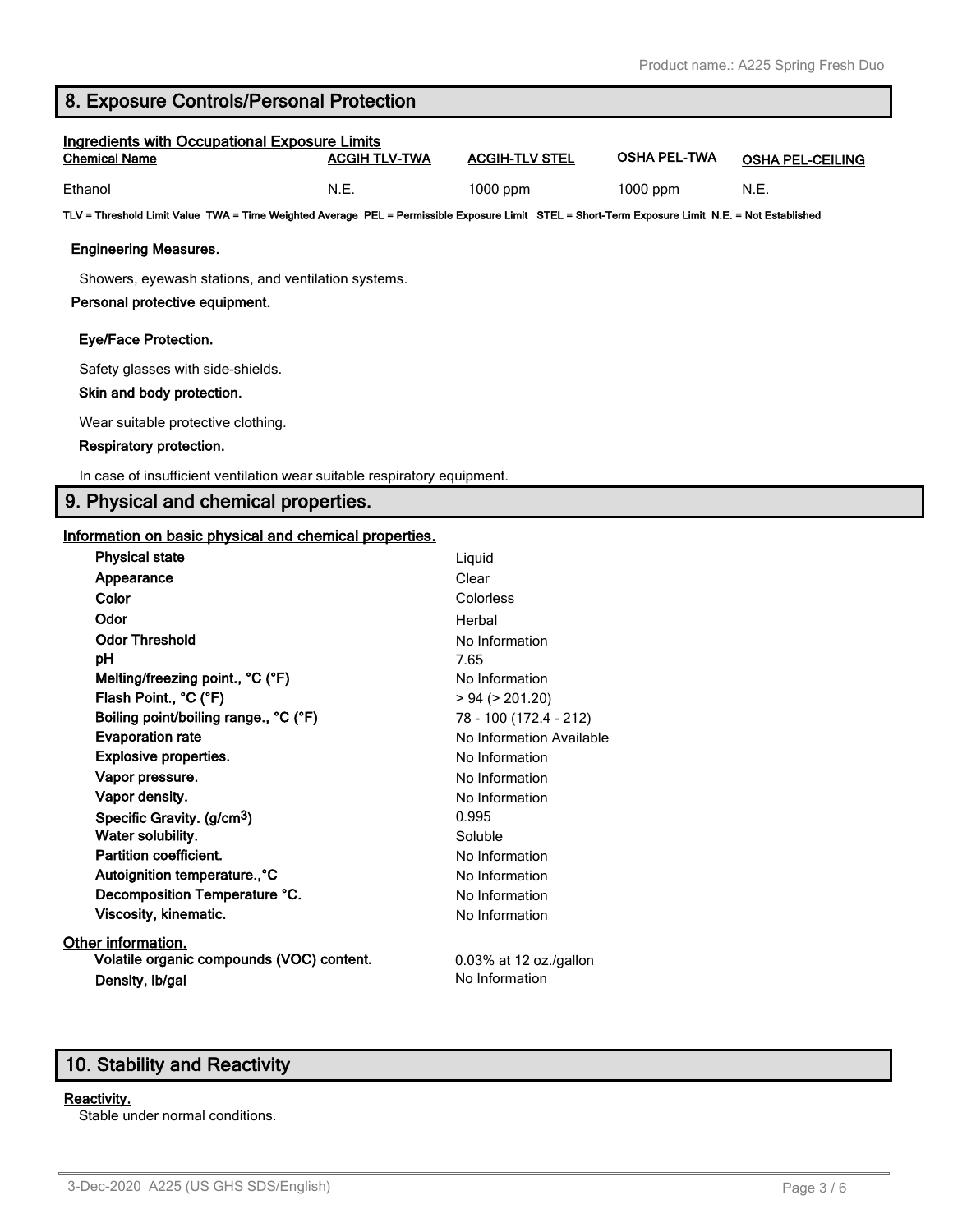## 8. Exposure Controls/Personal Protection

**Ingredients with Occupational Exposure Limits**

| Chemical Name | ACGIH TLV-TWA | ACGIH-TLV STEL | OSHA PEL-TWA | OSHA PEL-CEILING |
|---|---|---|---|---|
| Ethanol | N.E. | 1000 ppm | 1000 ppm | N.E. |

**TLV = Threshold Limit Value TWA = Time Weighted Average PEL = Permissible Exposure Limit STEL = Short-Term Exposure Limit N.E. = Not Established**

**Engineering Measures.**

Showers, eyewash stations, and ventilation systems.

**Personal protective equipment.**

**Eye/Face Protection.**

Safety glasses with side-shields.

**Skin and body protection.**

Wear suitable protective clothing.

**Respiratory protection.**

In case of insufficient ventilation wear suitable respiratory equipment.

## 9. Physical and chemical properties.

**Information on basic physical and chemical properties.**

| | |
|---|---|
| **Physical state** | Liquid |
| **Appearance** | Clear |
| **Color** | Colorless |
| **Odor** | Herbal |
| **Odor Threshold** | No Information |
| **pH** | 7.65 |
| **Melting/freezing point., °C (°F)** | No Information |
| **Flash Point., °C (°F)** | > 94 (> 201.20) |
| **Boiling point/boiling range., °C (°F)** | 78 - 100 (172.4 - 212) |
| **Evaporation rate** | No Information Available |
| **Explosive properties.** | No Information |
| **Vapor pressure.** | No Information |
| **Vapor density.** | No Information |
| **Specific Gravity. (g/cm$^3$)** | 0.995 |
| **Water solubility.** | Soluble |
| **Partition coefficient.** | No Information |
| **Autoignition temperature.,°C** | No Information |
| **Decomposition Temperature °C.** | No Information |
| **Viscosity, kinematic.** | No Information |

**Other information.**

| | |
|---|---|
| **Volatile organic compounds (VOC) content.** | 0.03% at 12 oz./gallon |
| **Density, lb/gal** | No Information |

## 10. Stability and Reactivity

**Reactivity.**

Stable under normal conditions.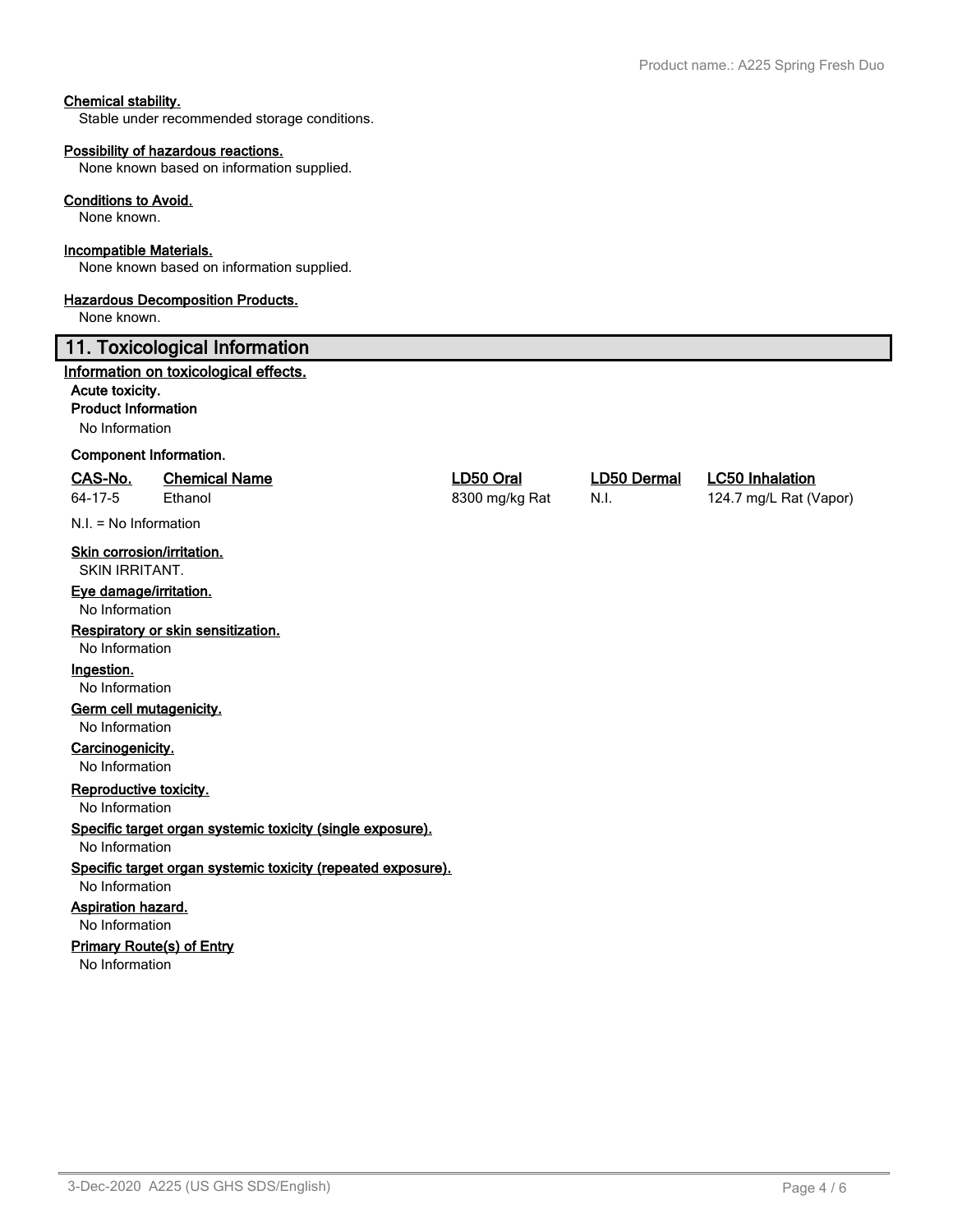**Chemical stability.**

Stable under recommended storage conditions.

**Possibility of hazardous reactions.**

None known based on information supplied.

**Conditions to Avoid.**

None known.

**Incompatible Materials.**

None known based on information supplied.

**Hazardous Decomposition Products.**

None known.

## 11. Toxicological Information

**Information on toxicological effects.**

**Acute toxicity.**

**Product Information**

No Information

**Component Information.**

| CAS-No. | Chemical Name | LD50 Oral | LD50 Dermal | LC50 Inhalation |
|---|---|---|---|---|
| 64-17-5 | Ethanol | 8300 mg/kg Rat | N.I. | 124.7 mg/L Rat (Vapor) |

N.I. = No Information

**Skin corrosion/irritation.**

SKIN IRRITANT.

**Eye damage/irritation.**

No Information

**Respiratory or skin sensitization.**

No Information

**Ingestion.**

No Information

**Germ cell mutagenicity.**

No Information

**Carcinogenicity.**

No Information

**Reproductive toxicity.**

No Information

**Specific target organ systemic toxicity (single exposure).**

No Information

**Specific target organ systemic toxicity (repeated exposure).**

No Information

**Aspiration hazard.**

No Information

**Primary Route(s) of Entry**

No Information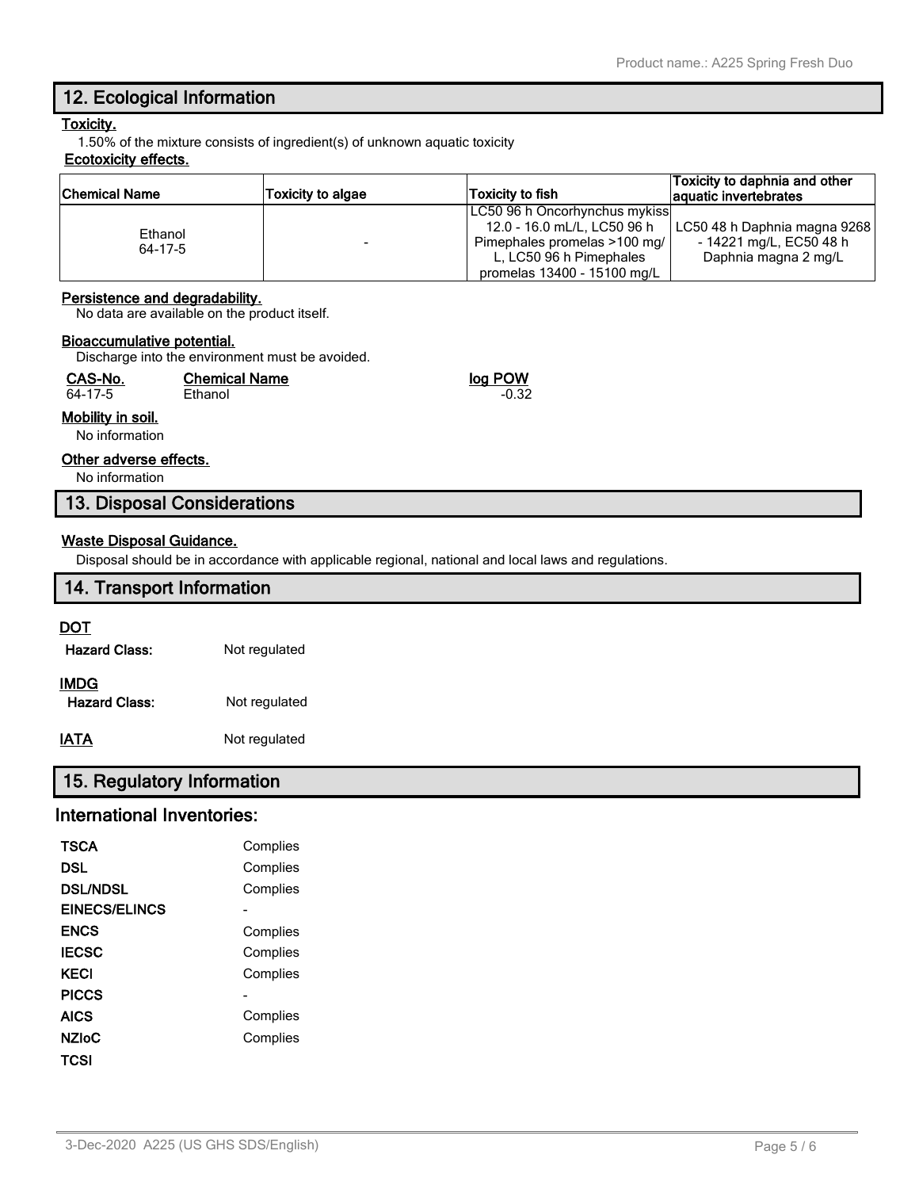## 12. Ecological Information

**Toxicity.**

1.50% of the mixture consists of ingredient(s) of unknown aquatic toxicity

**Ecotoxicity effects.**

| Chemical Name | Toxicity to algae | Toxicity to fish | Toxicity to daphnia and other aquatic invertebrates |
|---|---|---|---|
| Ethanol 64-17-5 | - | LC50 96 h Oncorhynchus mykiss 12.0 - 16.0 mL/L, LC50 96 h Pimephales promelas >100 mg/L, LC50 96 h Pimephales promelas 13400 - 15100 mg/L | LC50 48 h Daphnia magna 9268 - 14221 mg/L, EC50 48 h Daphnia magna 2 mg/L |

**Persistence and degradability.**

No data are available on the product itself.

**Bioaccumulative potential.**

Discharge into the environment must be avoided.

| CAS-No. | Chemical Name | log POW |
|---|---|---|
| 64-17-5 | Ethanol | -0.32 |

**Mobility in soil.**

No information

**Other adverse effects.**

No information

## 13. Disposal Considerations

**Waste Disposal Guidance.**

Disposal should be in accordance with applicable regional, national and local laws and regulations.

## 14. Transport Information

**DOT**

**Hazard Class:** Not regulated

**IMDG**

**Hazard Class:** Not regulated

**IATA** Not regulated

## 15. Regulatory Information

### International Inventories:

| | |
|---|---|
| **TSCA** | Complies |
| **DSL** | Complies |
| **DSL/NDSL** | Complies |
| **EINECS/ELINCS** | - |
| **ENCS** | Complies |
| **IECSC** | Complies |
| **KECI** | Complies |
| **PICCS** | - |
| **AICS** | Complies |
| **NZIoC** | Complies |
| **TCSI** | |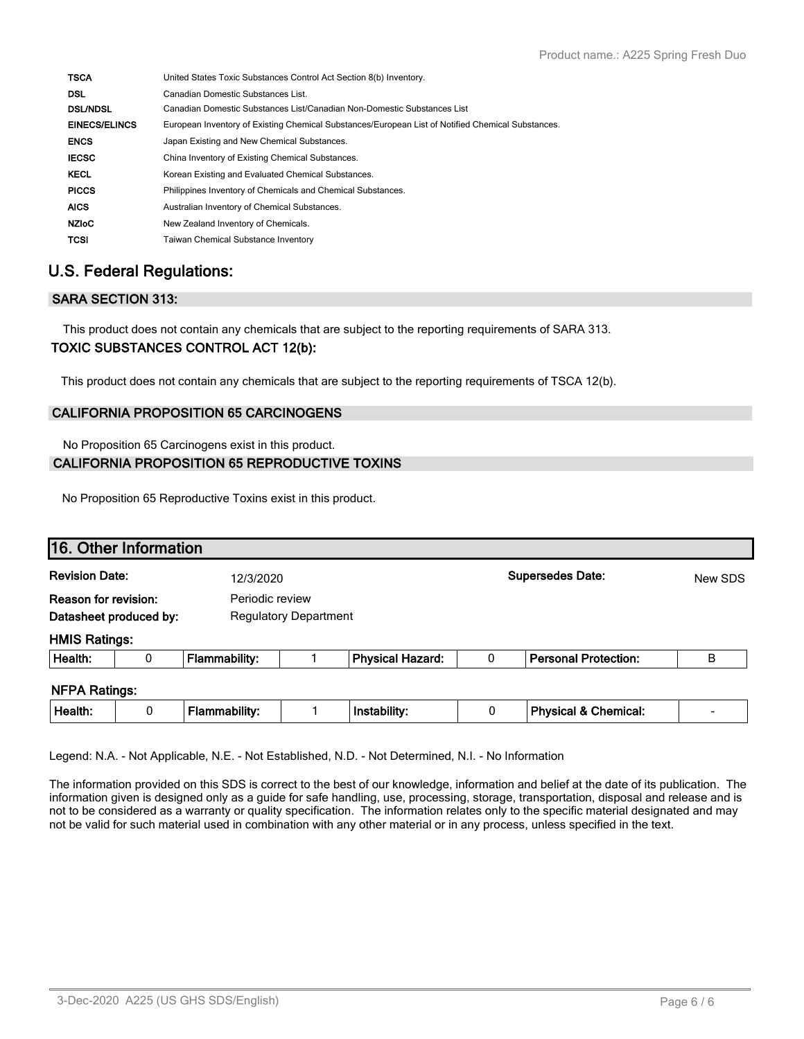| | |
|---|---|
| **TSCA** | United States Toxic Substances Control Act Section 8(b) Inventory. |
| **DSL** | Canadian Domestic Substances List. |
| **DSL/NDSL** | Canadian Domestic Substances List/Canadian Non-Domestic Substances List |
| **EINECS/ELINCS** | European Inventory of Existing Chemical Substances/European List of Notified Chemical Substances. |
| **ENCS** | Japan Existing and New Chemical Substances. |
| **IECSC** | China Inventory of Existing Chemical Substances. |
| **KECL** | Korean Existing and Evaluated Chemical Substances. |
| **PICCS** | Philippines Inventory of Chemicals and Chemical Substances. |
| **AICS** | Australian Inventory of Chemical Substances. |
| **NZIoC** | New Zealand Inventory of Chemicals. |
| **TCSI** | Taiwan Chemical Substance Inventory |

## U.S. Federal Regulations:

### SARA SECTION 313:

This product does not contain any chemicals that are subject to the reporting requirements of SARA 313.

### TOXIC SUBSTANCES CONTROL ACT 12(b):

This product does not contain any chemicals that are subject to the reporting requirements of TSCA 12(b).

### CALIFORNIA PROPOSITION 65 CARCINOGENS

No Proposition 65 Carcinogens exist in this product.

### CALIFORNIA PROPOSITION 65 REPRODUCTIVE TOXINS

No Proposition 65 Reproductive Toxins exist in this product.

## 16. Other Information

**Revision Date:** 12/3/2020 **Supersedes Date:** New SDS

**Reason for revision:** Periodic review

**Datasheet produced by:** Regulatory Department

**HMIS Ratings:**

| | | | | | | | |
|---|---|---|---|---|---|---|---|
| **Health:** | 0 | **Flammability:** | 1 | **Physical Hazard:** | 0 | **Personal Protection:** | B |

**NFPA Ratings:**

| | | | | | | | |
|---|---|---|---|---|---|---|---|
| **Health:** | 0 | **Flammability:** | 1 | **Instability:** | 0 | **Physical & Chemical:** | - |

Legend: N.A. - Not Applicable, N.E. - Not Established, N.D. - Not Determined, N.I. - No Information

The information provided on this SDS is correct to the best of our knowledge, information and belief at the date of its publication. The information given is designed only as a guide for safe handling, use, processing, storage, transportation, disposal and release and is not to be considered as a warranty or quality specification. The information relates only to the specific material designated and may not be valid for such material used in combination with any other material or in any process, unless specified in the text.